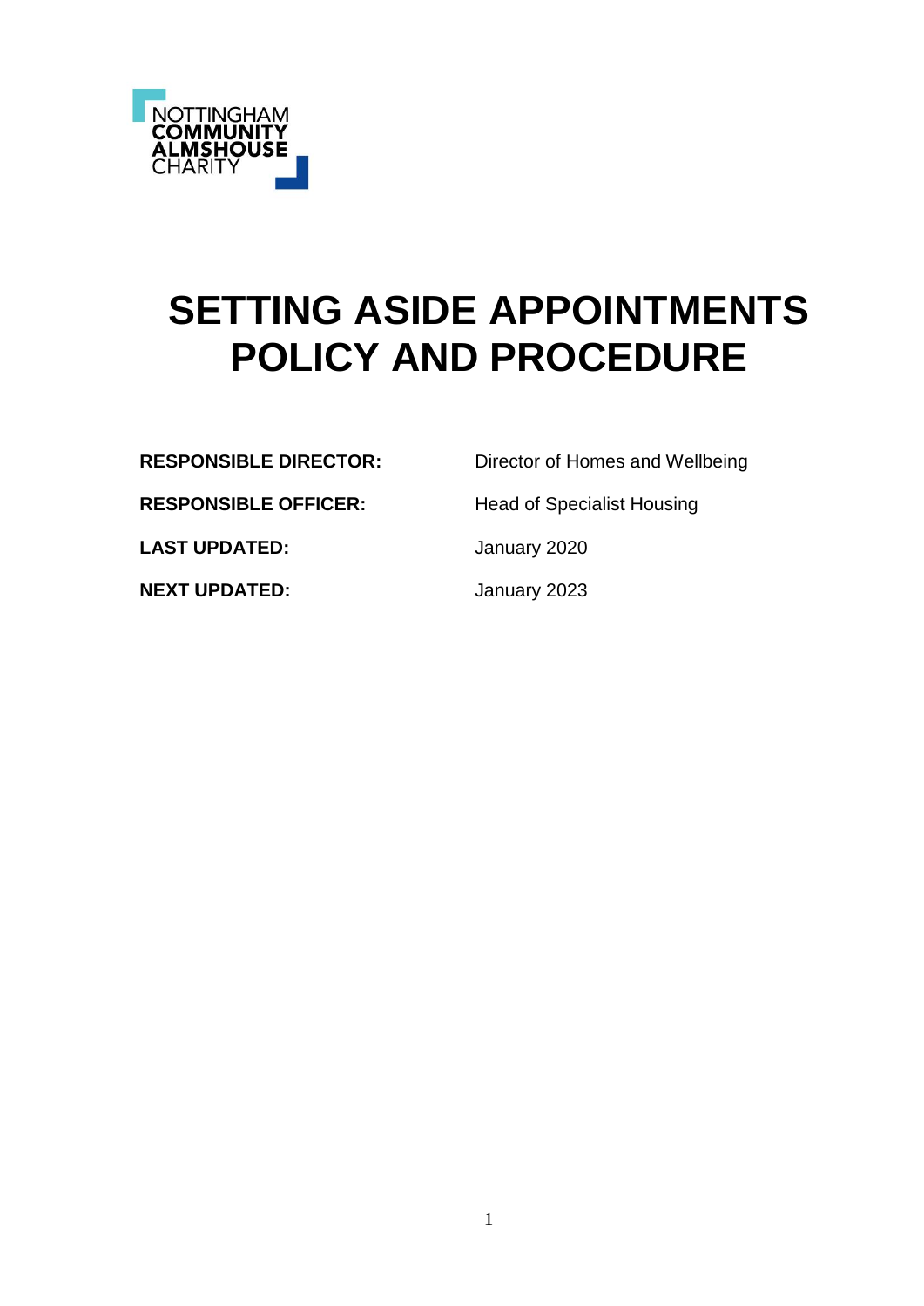NOTTINGHAM
**COMMUNITY**
**ALMSHOUSE**
CHARITY

# SETTING ASIDE APPOINTMENTS POLICY AND PROCEDURE

| | |
|---|---|
| **RESPONSIBLE DIRECTOR:** | Director of Homes and Wellbeing |
| **RESPONSIBLE OFFICER:** | Head of Specialist Housing |
| **LAST UPDATED:** | January 2020 |
| **NEXT UPDATED:** | January 2023 |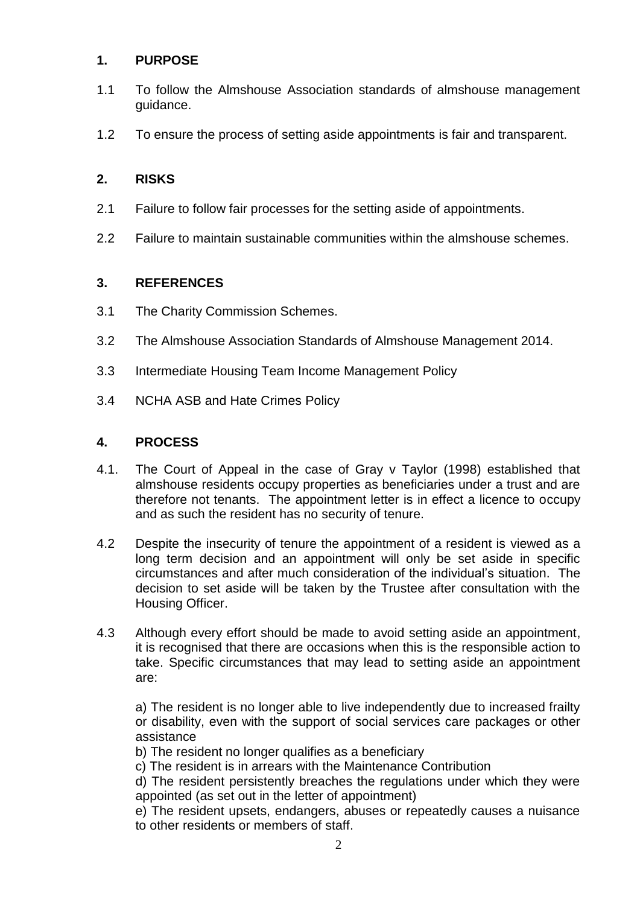## 1. PURPOSE

1.1 To follow the Almshouse Association standards of almshouse management guidance.

1.2 To ensure the process of setting aside appointments is fair and transparent.

## 2. RISKS

2.1 Failure to follow fair processes for the setting aside of appointments.

2.2 Failure to maintain sustainable communities within the almshouse schemes.

## 3. REFERENCES

3.1 The Charity Commission Schemes.

3.2 The Almshouse Association Standards of Almshouse Management 2014.

3.3 Intermediate Housing Team Income Management Policy

3.4 NCHA ASB and Hate Crimes Policy

## 4. PROCESS

4.1. The Court of Appeal in the case of Gray v Taylor (1998) established that almshouse residents occupy properties as beneficiaries under a trust and are therefore not tenants. The appointment letter is in effect a licence to occupy and as such the resident has no security of tenure.

4.2 Despite the insecurity of tenure the appointment of a resident is viewed as a long term decision and an appointment will only be set aside in specific circumstances and after much consideration of the individual's situation. The decision to set aside will be taken by the Trustee after consultation with the Housing Officer.

4.3 Although every effort should be made to avoid setting aside an appointment, it is recognised that there are occasions when this is the responsible action to take. Specific circumstances that may lead to setting aside an appointment are:

a) The resident is no longer able to live independently due to increased frailty or disability, even with the support of social services care packages or other assistance  
b) The resident no longer qualifies as a beneficiary  
c) The resident is in arrears with the Maintenance Contribution  
d) The resident persistently breaches the regulations under which they were appointed (as set out in the letter of appointment)  
e) The resident upsets, endangers, abuses or repeatedly causes a nuisance to other residents or members of staff.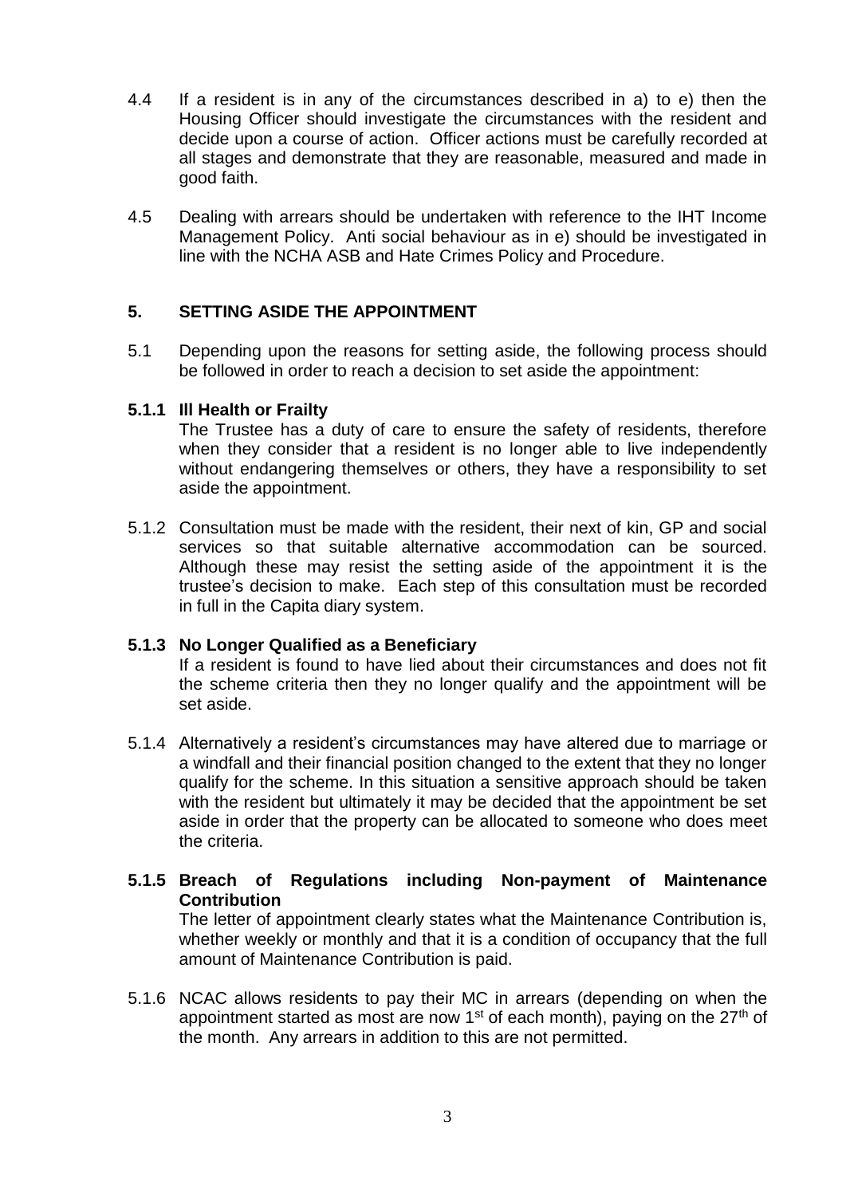4.4 If a resident is in any of the circumstances described in a) to e) then the Housing Officer should investigate the circumstances with the resident and decide upon a course of action. Officer actions must be carefully recorded at all stages and demonstrate that they are reasonable, measured and made in good faith.

4.5 Dealing with arrears should be undertaken with reference to the IHT Income Management Policy. Anti social behaviour as in e) should be investigated in line with the NCHA ASB and Hate Crimes Policy and Procedure.

## 5. SETTING ASIDE THE APPOINTMENT

5.1 Depending upon the reasons for setting aside, the following process should be followed in order to reach a decision to set aside the appointment:

**5.1.1 Ill Health or Frailty**

The Trustee has a duty of care to ensure the safety of residents, therefore when they consider that a resident is no longer able to live independently without endangering themselves or others, they have a responsibility to set aside the appointment.

5.1.2 Consultation must be made with the resident, their next of kin, GP and social services so that suitable alternative accommodation can be sourced. Although these may resist the setting aside of the appointment it is the trustee's decision to make. Each step of this consultation must be recorded in full in the Capita diary system.

**5.1.3 No Longer Qualified as a Beneficiary**

If a resident is found to have lied about their circumstances and does not fit the scheme criteria then they no longer qualify and the appointment will be set aside.

5.1.4 Alternatively a resident's circumstances may have altered due to marriage or a windfall and their financial position changed to the extent that they no longer qualify for the scheme. In this situation a sensitive approach should be taken with the resident but ultimately it may be decided that the appointment be set aside in order that the property can be allocated to someone who does meet the criteria.

**5.1.5 Breach of Regulations including Non-payment of Maintenance Contribution**

The letter of appointment clearly states what the Maintenance Contribution is, whether weekly or monthly and that it is a condition of occupancy that the full amount of Maintenance Contribution is paid.

5.1.6 NCAC allows residents to pay their MC in arrears (depending on when the appointment started as most are now 1st of each month), paying on the 27th of the month. Any arrears in addition to this are not permitted.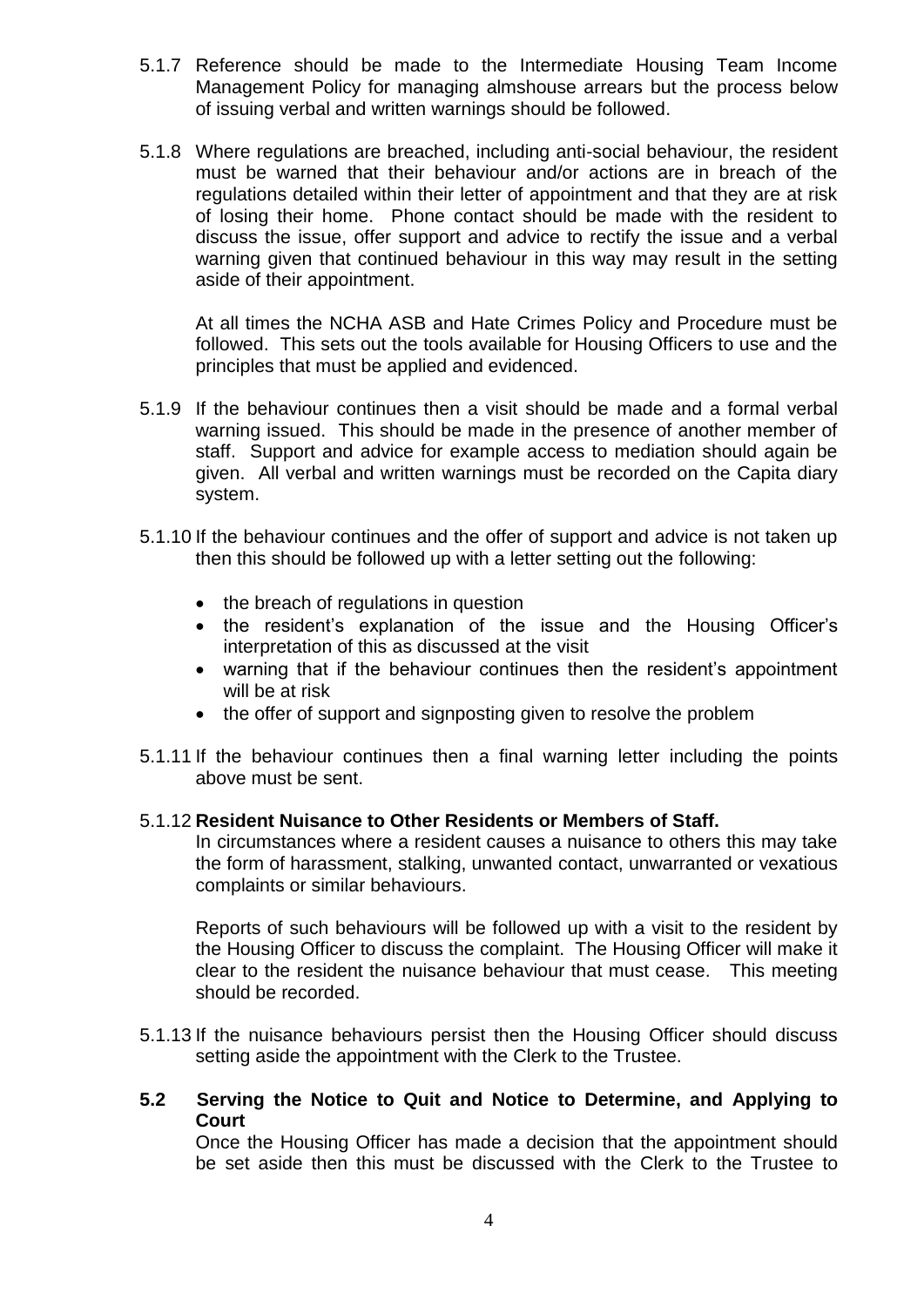5.1.7 Reference should be made to the Intermediate Housing Team Income Management Policy for managing almshouse arrears but the process below of issuing verbal and written warnings should be followed.

5.1.8 Where regulations are breached, including anti-social behaviour, the resident must be warned that their behaviour and/or actions are in breach of the regulations detailed within their letter of appointment and that they are at risk of losing their home. Phone contact should be made with the resident to discuss the issue, offer support and advice to rectify the issue and a verbal warning given that continued behaviour in this way may result in the setting aside of their appointment.

At all times the NCHA ASB and Hate Crimes Policy and Procedure must be followed. This sets out the tools available for Housing Officers to use and the principles that must be applied and evidenced.

5.1.9 If the behaviour continues then a visit should be made and a formal verbal warning issued. This should be made in the presence of another member of staff. Support and advice for example access to mediation should again be given. All verbal and written warnings must be recorded on the Capita diary system.

5.1.10 If the behaviour continues and the offer of support and advice is not taken up then this should be followed up with a letter setting out the following:

- the breach of regulations in question
- the resident's explanation of the issue and the Housing Officer's interpretation of this as discussed at the visit
- warning that if the behaviour continues then the resident's appointment will be at risk
- the offer of support and signposting given to resolve the problem

5.1.11 If the behaviour continues then a final warning letter including the points above must be sent.

5.1.12 **Resident Nuisance to Other Residents or Members of Staff.**

In circumstances where a resident causes a nuisance to others this may take the form of harassment, stalking, unwanted contact, unwarranted or vexatious complaints or similar behaviours.

Reports of such behaviours will be followed up with a visit to the resident by the Housing Officer to discuss the complaint. The Housing Officer will make it clear to the resident the nuisance behaviour that must cease. This meeting should be recorded.

5.1.13 If the nuisance behaviours persist then the Housing Officer should discuss setting aside the appointment with the Clerk to the Trustee.

## 5.2 Serving the Notice to Quit and Notice to Determine, and Applying to Court

Once the Housing Officer has made a decision that the appointment should be set aside then this must be discussed with the Clerk to the Trustee to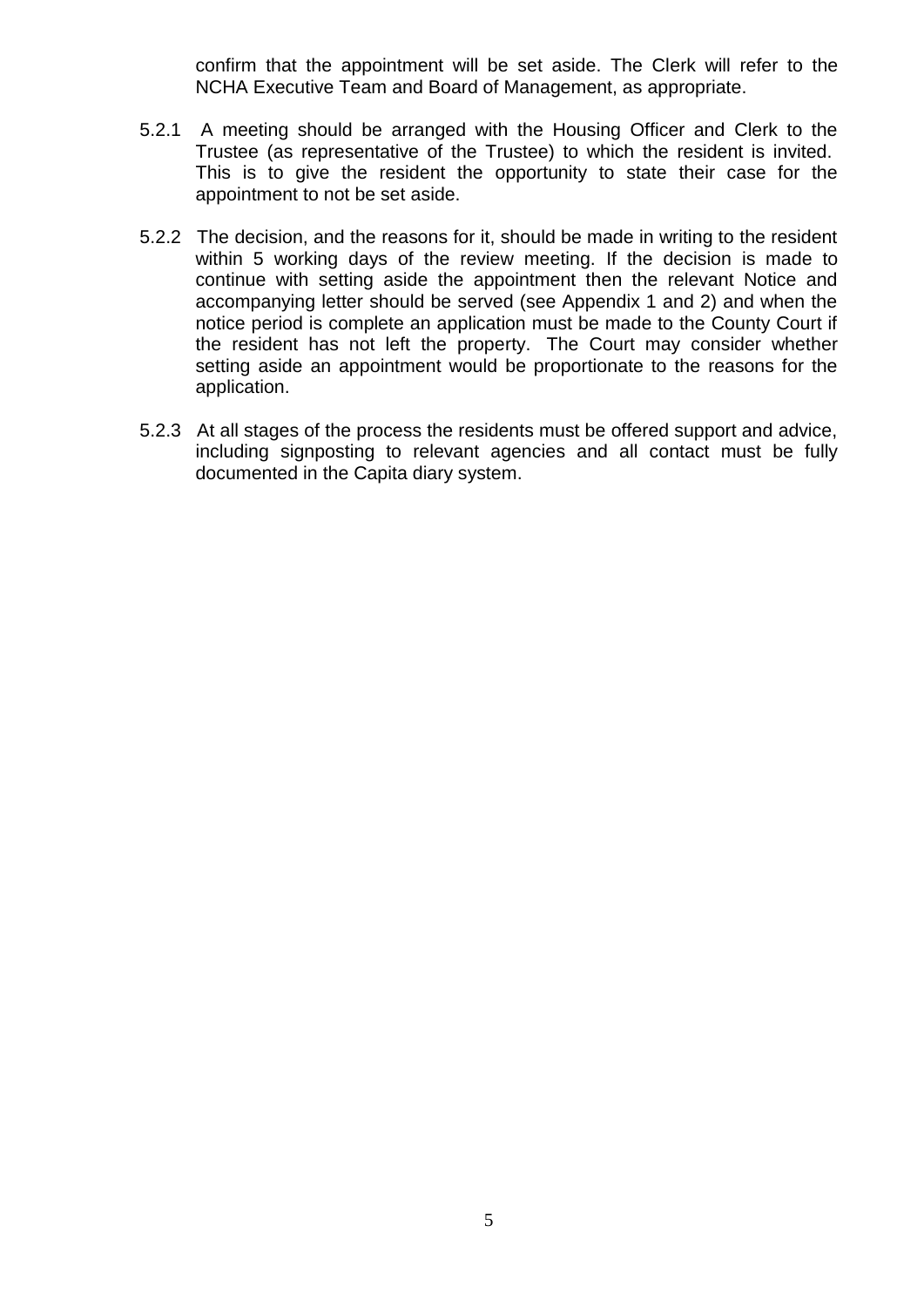confirm that the appointment will be set aside. The Clerk will refer to the NCHA Executive Team and Board of Management, as appropriate.

5.2.1 A meeting should be arranged with the Housing Officer and Clerk to the Trustee (as representative of the Trustee) to which the resident is invited. This is to give the resident the opportunity to state their case for the appointment to not be set aside.

5.2.2 The decision, and the reasons for it, should be made in writing to the resident within 5 working days of the review meeting. If the decision is made to continue with setting aside the appointment then the relevant Notice and accompanying letter should be served (see Appendix 1 and 2) and when the notice period is complete an application must be made to the County Court if the resident has not left the property. The Court may consider whether setting aside an appointment would be proportionate to the reasons for the application.

5.2.3 At all stages of the process the residents must be offered support and advice, including signposting to relevant agencies and all contact must be fully documented in the Capita diary system.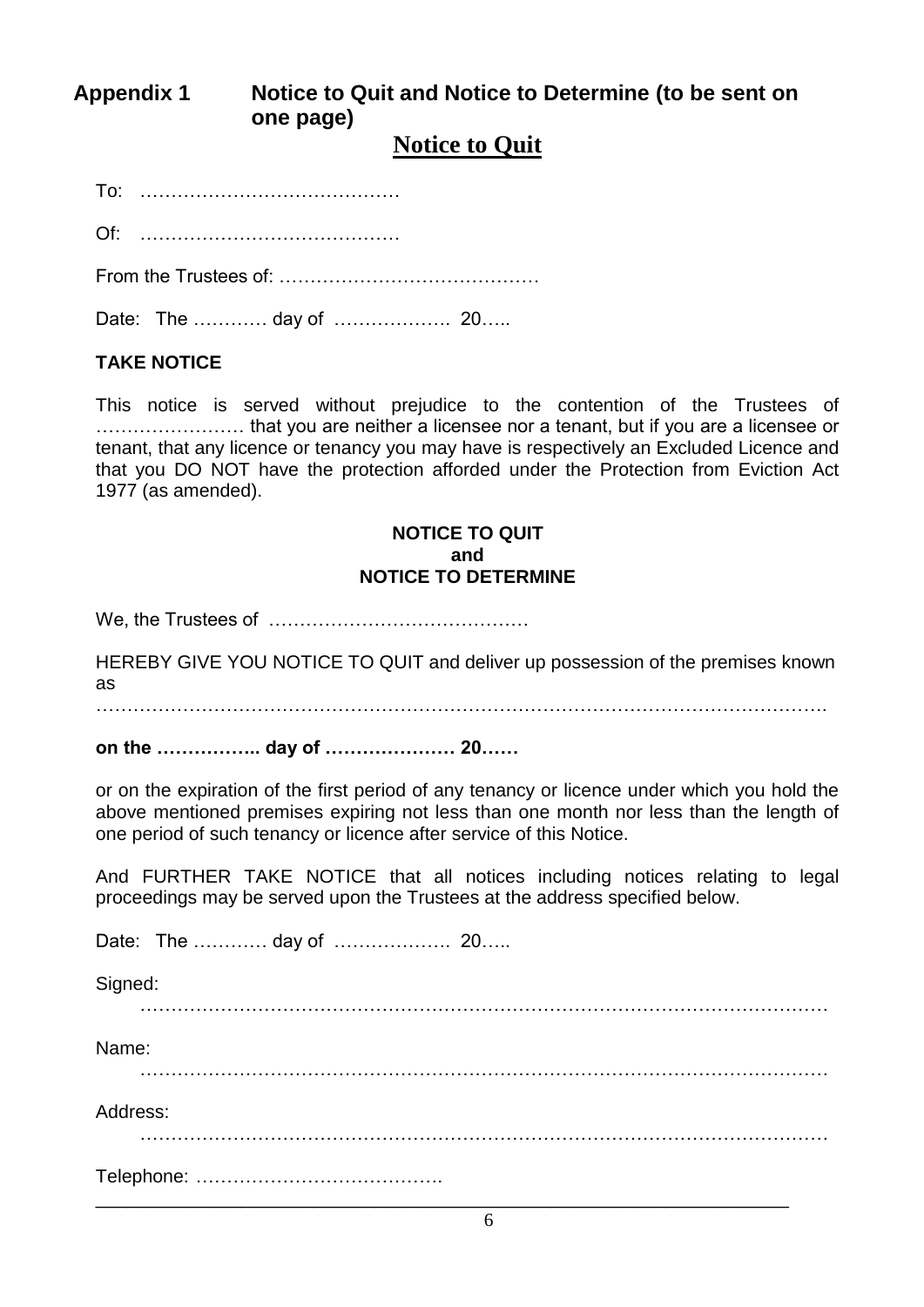## Appendix 1 Notice to Quit and Notice to Determine (to be sent on one page)

# Notice to Quit

To: ……………………………………

Of: ……………………………………

From the Trustees of: ……………………………………

Date: The ………… day of ………………. 20…..

**TAKE NOTICE**

This notice is served without prejudice to the contention of the Trustees of …………………… that you are neither a licensee nor a tenant, but if you are a licensee or tenant, that any licence or tenancy you may have is respectively an Excluded Licence and that you DO NOT have the protection afforded under the Protection from Eviction Act 1977 (as amended).

**NOTICE TO QUIT**
**and**
**NOTICE TO DETERMINE**

We, the Trustees of ……………………………………

HEREBY GIVE YOU NOTICE TO QUIT and deliver up possession of the premises known as
……………………………………………………………………………………………………….

**on the …………….. day of ………………… 20……**

or on the expiration of the first period of any tenancy or licence under which you hold the above mentioned premises expiring not less than one month nor less than the length of one period of such tenancy or licence after service of this Notice.

And FURTHER TAKE NOTICE that all notices including notices relating to legal proceedings may be served upon the Trustees at the address specified below.

Date: The ………… day of ………………. 20…..

Signed:
………………………………………………………………………………………………

Name:
………………………………………………………………………………………………

Address:
………………………………………………………………………………………………

Telephone: ………………………………….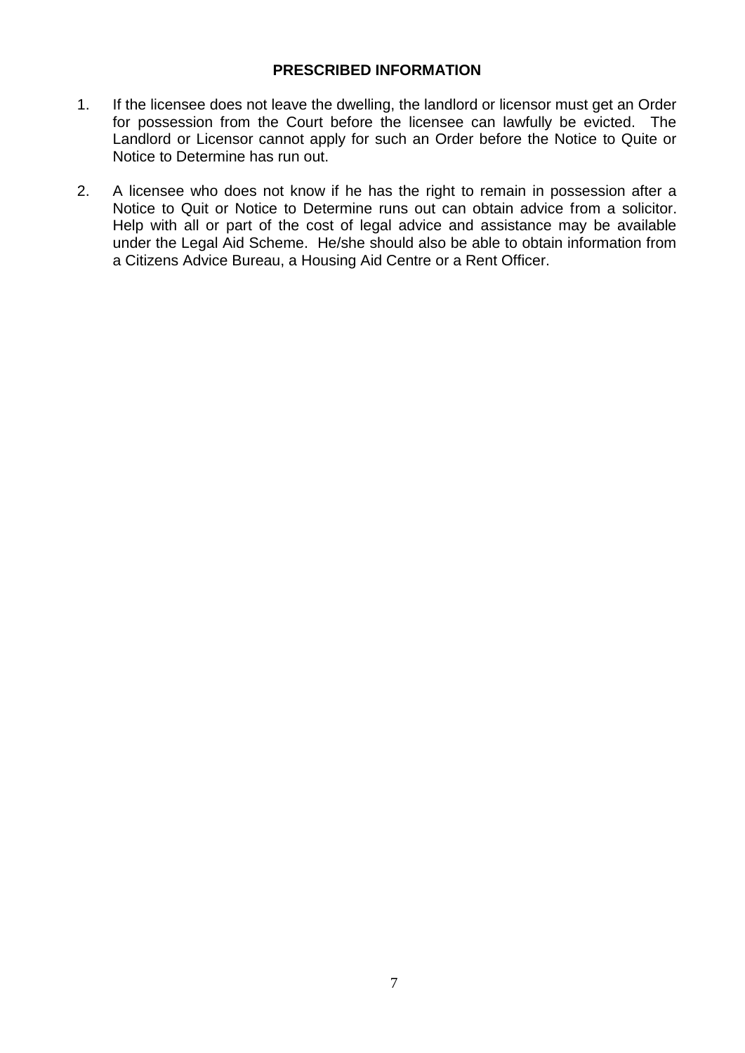**PRESCRIBED INFORMATION**

1. If the licensee does not leave the dwelling, the landlord or licensor must get an Order for possession from the Court before the licensee can lawfully be evicted. The Landlord or Licensor cannot apply for such an Order before the Notice to Quite or Notice to Determine has run out.

2. A licensee who does not know if he has the right to remain in possession after a Notice to Quit or Notice to Determine runs out can obtain advice from a solicitor. Help with all or part of the cost of legal advice and assistance may be available under the Legal Aid Scheme. He/she should also be able to obtain information from a Citizens Advice Bureau, a Housing Aid Centre or a Rent Officer.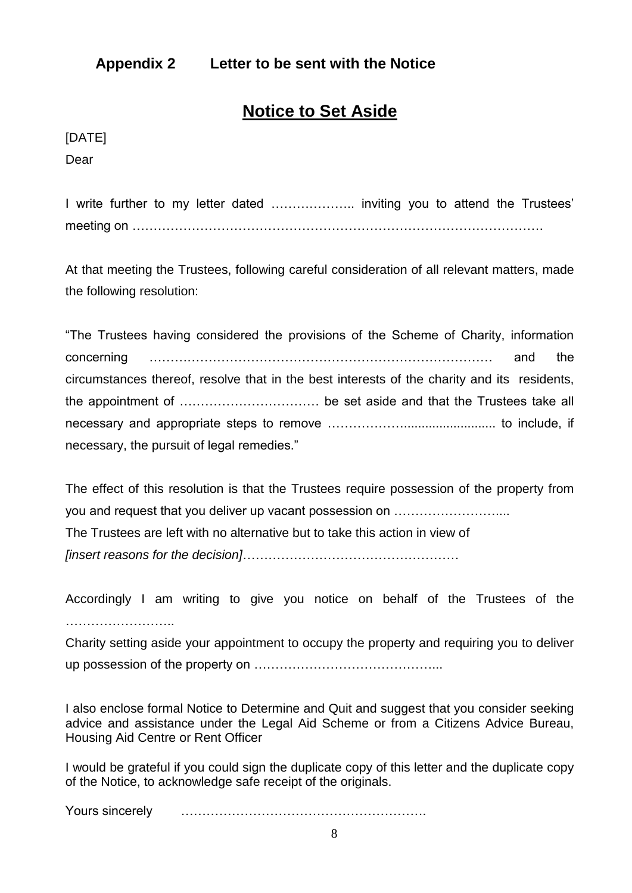### Appendix 2 Letter to be sent with the Notice

## Notice to Set Aside

[DATE]

Dear

I write further to my letter dated ……………….. inviting you to attend the Trustees' meeting on ……………………………………………………………………………………

At that meeting the Trustees, following careful consideration of all relevant matters, made the following resolution:

"The Trustees having considered the provisions of the Scheme of Charity, information concerning ……………………………………………………………………… and the circumstances thereof, resolve that in the best interests of the charity and its residents, the appointment of …………………………… be set aside and that the Trustees take all necessary and appropriate steps to remove ……………......................... to include, if necessary, the pursuit of legal remedies."

The effect of this resolution is that the Trustees require possession of the property from you and request that you deliver up vacant possession on ……………………....
The Trustees are left with no alternative but to take this action in view of
*[insert reasons for the decision]*……………………………………………

Accordingly I am writing to give you notice on behalf of the Trustees of the ……………………..
Charity setting aside your appointment to occupy the property and requiring you to deliver up possession of the property on ……………………………………...

I also enclose formal Notice to Determine and Quit and suggest that you consider seeking advice and assistance under the Legal Aid Scheme or from a Citizens Advice Bureau, Housing Aid Centre or Rent Officer

I would be grateful if you could sign the duplicate copy of this letter and the duplicate copy of the Notice, to acknowledge safe receipt of the originals.

Yours sincerely ………………………………………………….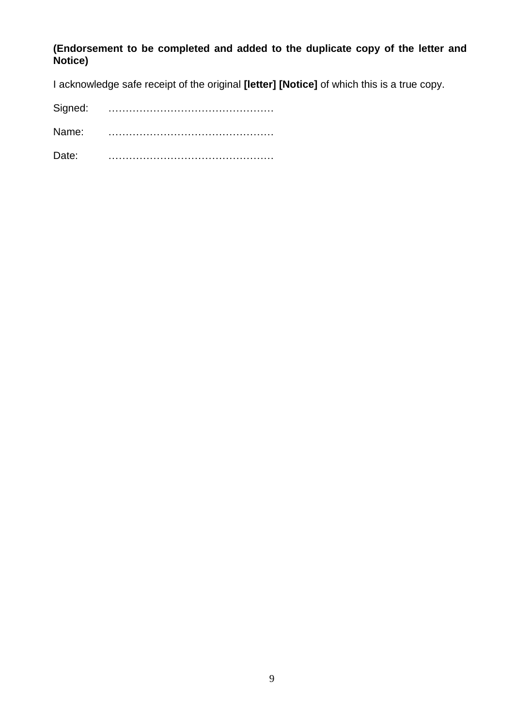**(Endorsement to be completed and added to the duplicate copy of the letter and Notice)**

I acknowledge safe receipt of the original **[letter] [Notice]** of which this is a true copy.

Signed: …………………………………………

Name: …………………………………………

Date: …………………………………………